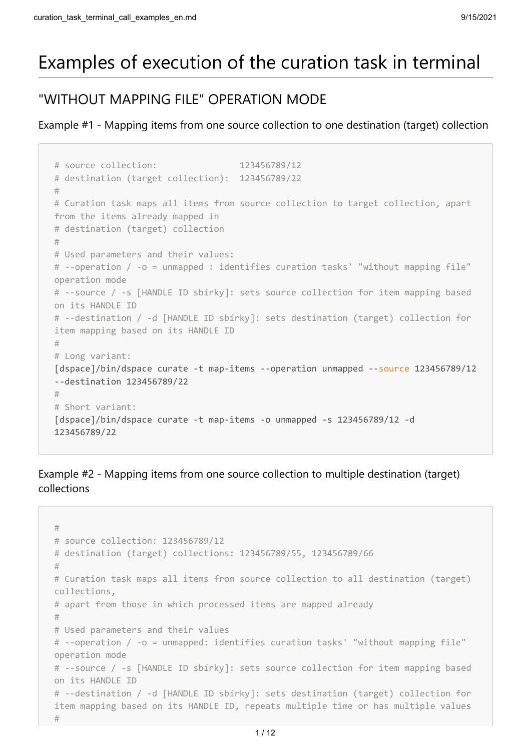# Examples of execution of the curation task in terminal

## "WITHOUT MAPPING FILE" OPERATION MODE

Example #1 - Mapping items from one source collection to one destination (target) collection

```
# source collection:               123456789/12
# destination (target collection):  123456789/22
#
# Curation task maps all items from source collection to target collection, apart from the items already mapped in
# destination (target) collection
#
# Used parameters and their values:
# --operation / -o = unmapped : identifies curation tasks' "without mapping file" operation mode
# --source / -s [HANDLE ID sbírky]: sets source collection for item mapping based on its HANDLE ID
# --destination / -d [HANDLE ID sbírky]: sets destination (target) collection for item mapping based on its HANDLE ID
#
# Long variant:
[dspace]/bin/dspace curate -t map-items --operation unmapped --source 123456789/12 --destination 123456789/22
#
# Short variant:
[dspace]/bin/dspace curate -t map-items -o unmapped -s 123456789/12 -d 123456789/22
```

Example #2 - Mapping items from one source collection to multiple destination (target) collections

```
#
# source collection: 123456789/12
# destination (target) collections: 123456789/55, 123456789/66
#
# Curation task maps all items from source collection to all destination (target) collections,
# apart from those in which processed items are mapped already
#
# Used parameters and their values
# --operation / -o = unmapped: identifies curation tasks' "without mapping file" operation mode
# --source / -s [HANDLE ID sbírky]: sets source collection for item mapping based on its HANDLE ID
# --destination / -d [HANDLE ID sbírky]: sets destination (target) collection for item mapping based on its HANDLE ID, repeats multiple time or has multiple values
#
```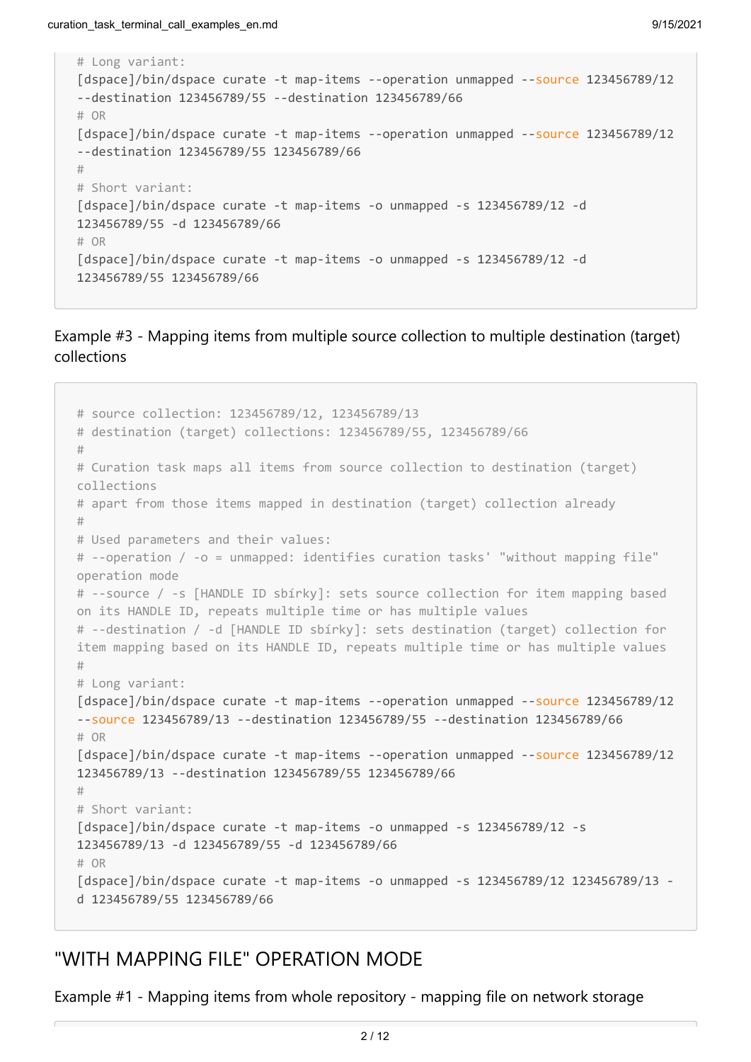```
# Long variant:
[dspace]/bin/dspace curate -t map-items --operation unmapped --source 123456789/12
--destination 123456789/55 --destination 123456789/66
# OR
[dspace]/bin/dspace curate -t map-items --operation unmapped --source 123456789/12
--destination 123456789/55 123456789/66
#
# Short variant:
[dspace]/bin/dspace curate -t map-items -o unmapped -s 123456789/12 -d
123456789/55 -d 123456789/66
# OR
[dspace]/bin/dspace curate -t map-items -o unmapped -s 123456789/12 -d
123456789/55 123456789/66
```

Example #3 - Mapping items from multiple source collection to multiple destination (target) collections

```
# source collection: 123456789/12, 123456789/13
# destination (target) collections: 123456789/55, 123456789/66
#
# Curation task maps all items from source collection to destination (target)
collections
# apart from those items mapped in destination (target) collection already
#
# Used parameters and their values:
# --operation / -o = unmapped: identifies curation tasks' "without mapping file"
operation mode
# --source / -s [HANDLE ID sbírky]: sets source collection for item mapping based
on its HANDLE ID, repeats multiple time or has multiple values
# --destination / -d [HANDLE ID sbírky]: sets destination (target) collection for
item mapping based on its HANDLE ID, repeats multiple time or has multiple values
#
# Long variant:
[dspace]/bin/dspace curate -t map-items --operation unmapped --source 123456789/12
--source 123456789/13 --destination 123456789/55 --destination 123456789/66
# OR
[dspace]/bin/dspace curate -t map-items --operation unmapped --source 123456789/12
123456789/13 --destination 123456789/55 123456789/66
#
# Short variant:
[dspace]/bin/dspace curate -t map-items -o unmapped -s 123456789/12 -s
123456789/13 -d 123456789/55 -d 123456789/66
# OR
[dspace]/bin/dspace curate -t map-items -o unmapped -s 123456789/12 123456789/13 -
d 123456789/55 123456789/66
```

## "WITH MAPPING FILE" OPERATION MODE

Example #1 - Mapping items from whole repository - mapping file on network storage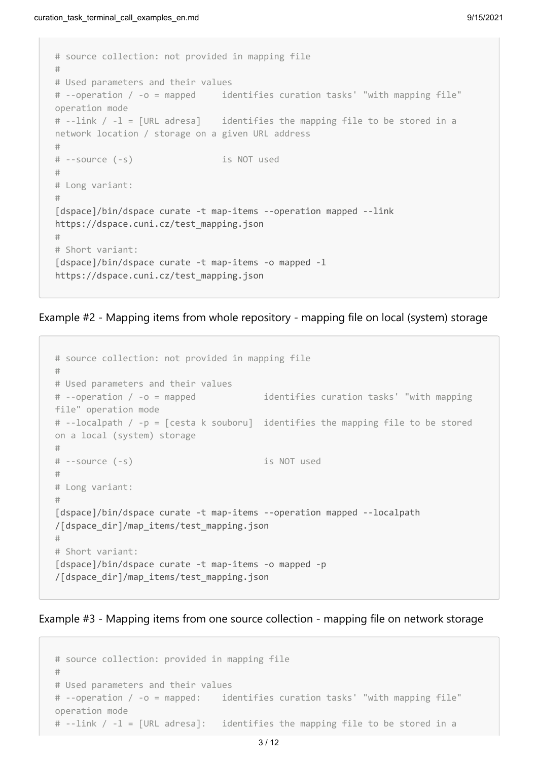```
# source collection: not provided in mapping file
#
# Used parameters and their values
# --operation / -o = mapped     identifies curation tasks' "with mapping file" operation mode
# --link / -l = [URL adresa]    identifies the mapping file to be stored in a network location / storage on a given URL address
#
# --source (-s)                 is NOT used
#
# Long variant:
#
[dspace]/bin/dspace curate -t map-items --operation mapped --link https://dspace.cuni.cz/test_mapping.json
#
# Short variant:
[dspace]/bin/dspace curate -t map-items -o mapped -l https://dspace.cuni.cz/test_mapping.json
```

Example #2 - Mapping items from whole repository - mapping file on local (system) storage

```
# source collection: not provided in mapping file
#
# Used parameters and their values
# --operation / -o = mapped             identifies curation tasks' "with mapping file" operation mode
# --localpath / -p = [cesta k souboru]  identifies the mapping file to be stored on a local (system) storage
#
# --source (-s)                         is NOT used
#
# Long variant:
#
[dspace]/bin/dspace curate -t map-items --operation mapped --localpath /[dspace_dir]/map_items/test_mapping.json
#
# Short variant:
[dspace]/bin/dspace curate -t map-items -o mapped -p /[dspace_dir]/map_items/test_mapping.json
```

Example #3 - Mapping items from one source collection - mapping file on network storage

```
# source collection: provided in mapping file
#
# Used parameters and their values
# --operation / -o = mapped:    identifies curation tasks' "with mapping file" operation mode
# --link / -l = [URL adresa]:   identifies the mapping file to be stored in a
```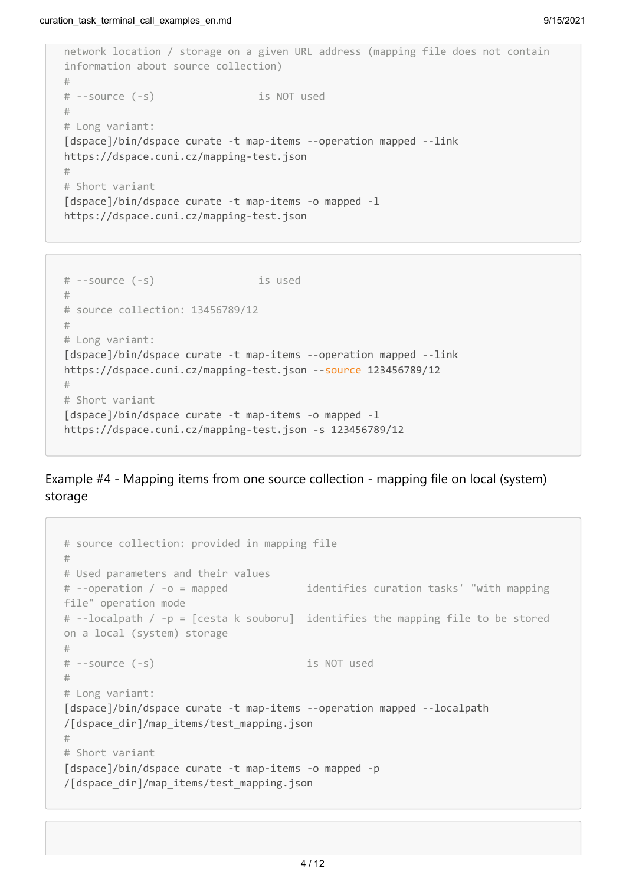```
network location / storage on a given URL address (mapping file does not contain information about source collection)
#
# --source (-s)                 is NOT used
#
# Long variant:
[dspace]/bin/dspace curate -t map-items --operation mapped --link https://dspace.cuni.cz/mapping-test.json
#
# Short variant
[dspace]/bin/dspace curate -t map-items -o mapped -l https://dspace.cuni.cz/mapping-test.json
```

```
# --source (-s)                 is used
#
# source collection: 13456789/12
#
# Long variant:
[dspace]/bin/dspace curate -t map-items --operation mapped --link https://dspace.cuni.cz/mapping-test.json --source 123456789/12
#
# Short variant
[dspace]/bin/dspace curate -t map-items -o mapped -l https://dspace.cuni.cz/mapping-test.json -s 123456789/12
```

### Example #4 - Mapping items from one source collection - mapping file on local (system) storage

```
# source collection: provided in mapping file
#
# Used parameters and their values
# --operation / -o = mapped             identifies curation tasks' "with mapping file" operation mode
# --localpath / -p = [cesta k souboru]  identifies the mapping file to be stored on a local (system) storage
#
# --source (-s)                         is NOT used
#
# Long variant:
[dspace]/bin/dspace curate -t map-items --operation mapped --localpath /[dspace_dir]/map_items/test_mapping.json
#
# Short variant
[dspace]/bin/dspace curate -t map-items -o mapped -p /[dspace_dir]/map_items/test_mapping.json
```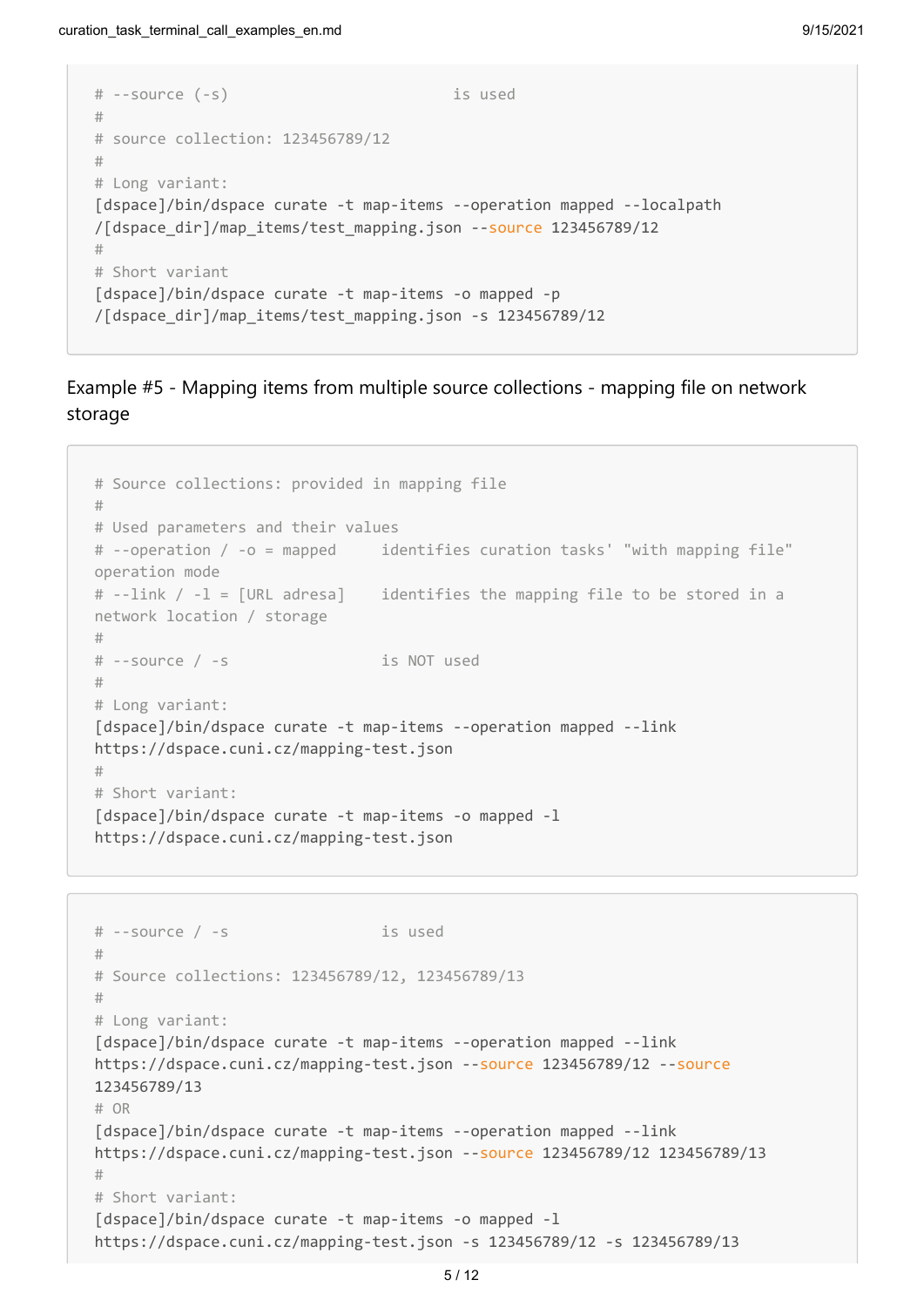```
# --source (-s)                         is used
#
# source collection: 123456789/12
#
# Long variant:
[dspace]/bin/dspace curate -t map-items --operation mapped --localpath
/[dspace_dir]/map_items/test_mapping.json --source 123456789/12
#
# Short variant
[dspace]/bin/dspace curate -t map-items -o mapped -p
/[dspace_dir]/map_items/test_mapping.json -s 123456789/12
```

Example #5 - Mapping items from multiple source collections - mapping file on network storage

```
# Source collections: provided in mapping file
#
# Used parameters and their values
# --operation / -o = mapped     identifies curation tasks' "with mapping file"
operation mode
# --link / -l = [URL adresa]    identifies the mapping file to be stored in a
network location / storage
#
# --source / -s                 is NOT used
#
# Long variant:
[dspace]/bin/dspace curate -t map-items --operation mapped --link
https://dspace.cuni.cz/mapping-test.json
#
# Short variant:
[dspace]/bin/dspace curate -t map-items -o mapped -l
https://dspace.cuni.cz/mapping-test.json
```

```
# --source / -s                 is used
#
# Source collections: 123456789/12, 123456789/13
#
# Long variant:
[dspace]/bin/dspace curate -t map-items --operation mapped --link
https://dspace.cuni.cz/mapping-test.json --source 123456789/12 --source
123456789/13
# OR
[dspace]/bin/dspace curate -t map-items --operation mapped --link
https://dspace.cuni.cz/mapping-test.json --source 123456789/12 123456789/13
#
# Short variant:
[dspace]/bin/dspace curate -t map-items -o mapped -l
https://dspace.cuni.cz/mapping-test.json -s 123456789/12 -s 123456789/13
```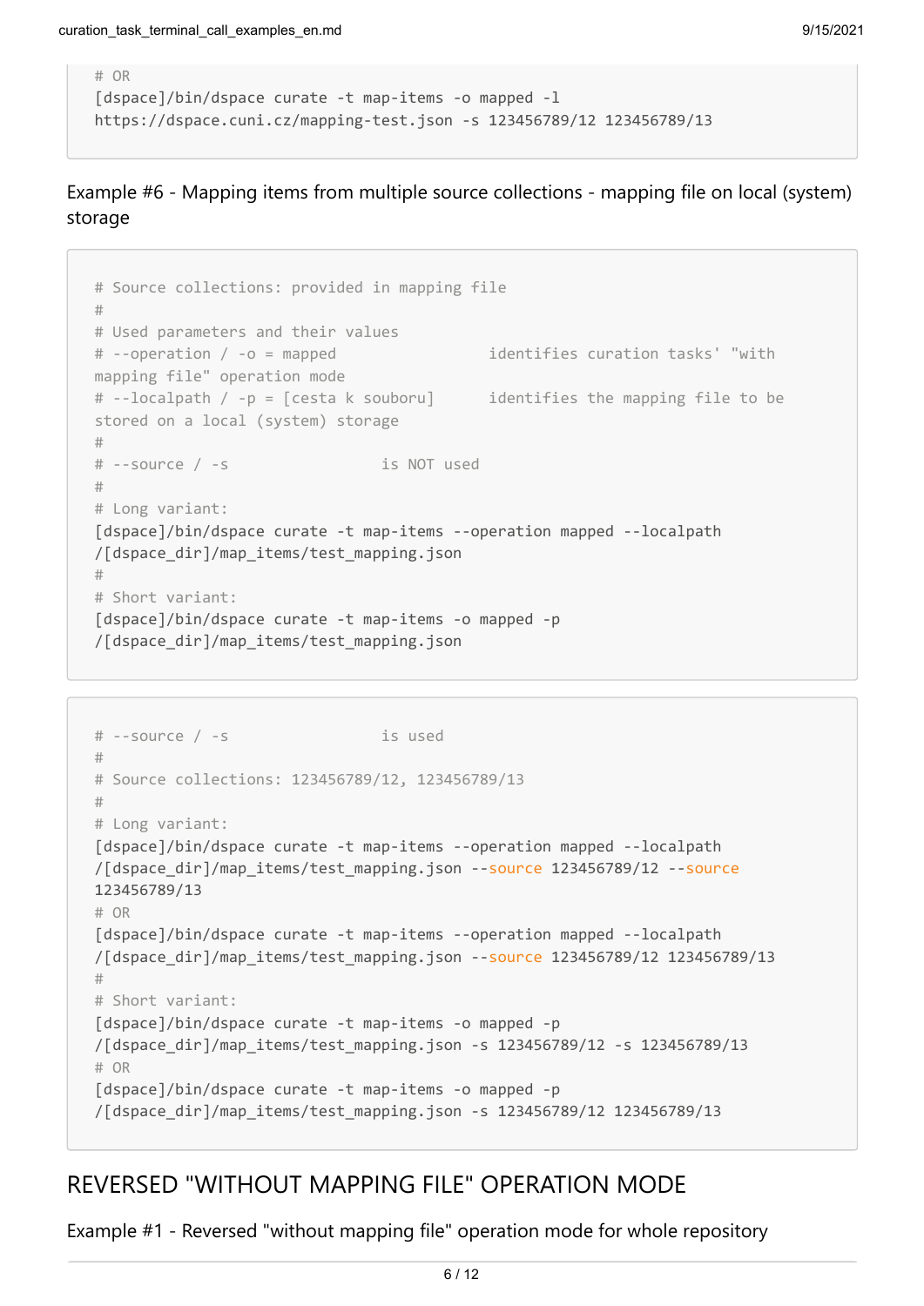```
# OR
[dspace]/bin/dspace curate -t map-items -o mapped -l
https://dspace.cuni.cz/mapping-test.json -s 123456789/12 123456789/13
```

Example #6 - Mapping items from multiple source collections - mapping file on local (system) storage

```
# Source collections: provided in mapping file
#
# Used parameters and their values
# --operation / -o = mapped                 identifies curation tasks' "with
mapping file" operation mode
# --localpath / -p = [cesta k souboru]      identifies the mapping file to be
stored on a local (system) storage
#
# --source / -s                 is NOT used
#
# Long variant:
[dspace]/bin/dspace curate -t map-items --operation mapped --localpath
/[dspace_dir]/map_items/test_mapping.json
#
# Short variant:
[dspace]/bin/dspace curate -t map-items -o mapped -p
/[dspace_dir]/map_items/test_mapping.json
```

```
# --source / -s                 is used
#
# Source collections: 123456789/12, 123456789/13
#
# Long variant:
[dspace]/bin/dspace curate -t map-items --operation mapped --localpath
/[dspace_dir]/map_items/test_mapping.json --source 123456789/12 --source
123456789/13
# OR
[dspace]/bin/dspace curate -t map-items --operation mapped --localpath
/[dspace_dir]/map_items/test_mapping.json --source 123456789/12 123456789/13
#
# Short variant:
[dspace]/bin/dspace curate -t map-items -o mapped -p
/[dspace_dir]/map_items/test_mapping.json -s 123456789/12 -s 123456789/13
# OR
[dspace]/bin/dspace curate -t map-items -o mapped -p
/[dspace_dir]/map_items/test_mapping.json -s 123456789/12 123456789/13
```

## REVERSED "WITHOUT MAPPING FILE" OPERATION MODE

Example #1 - Reversed "without mapping file" operation mode for whole repository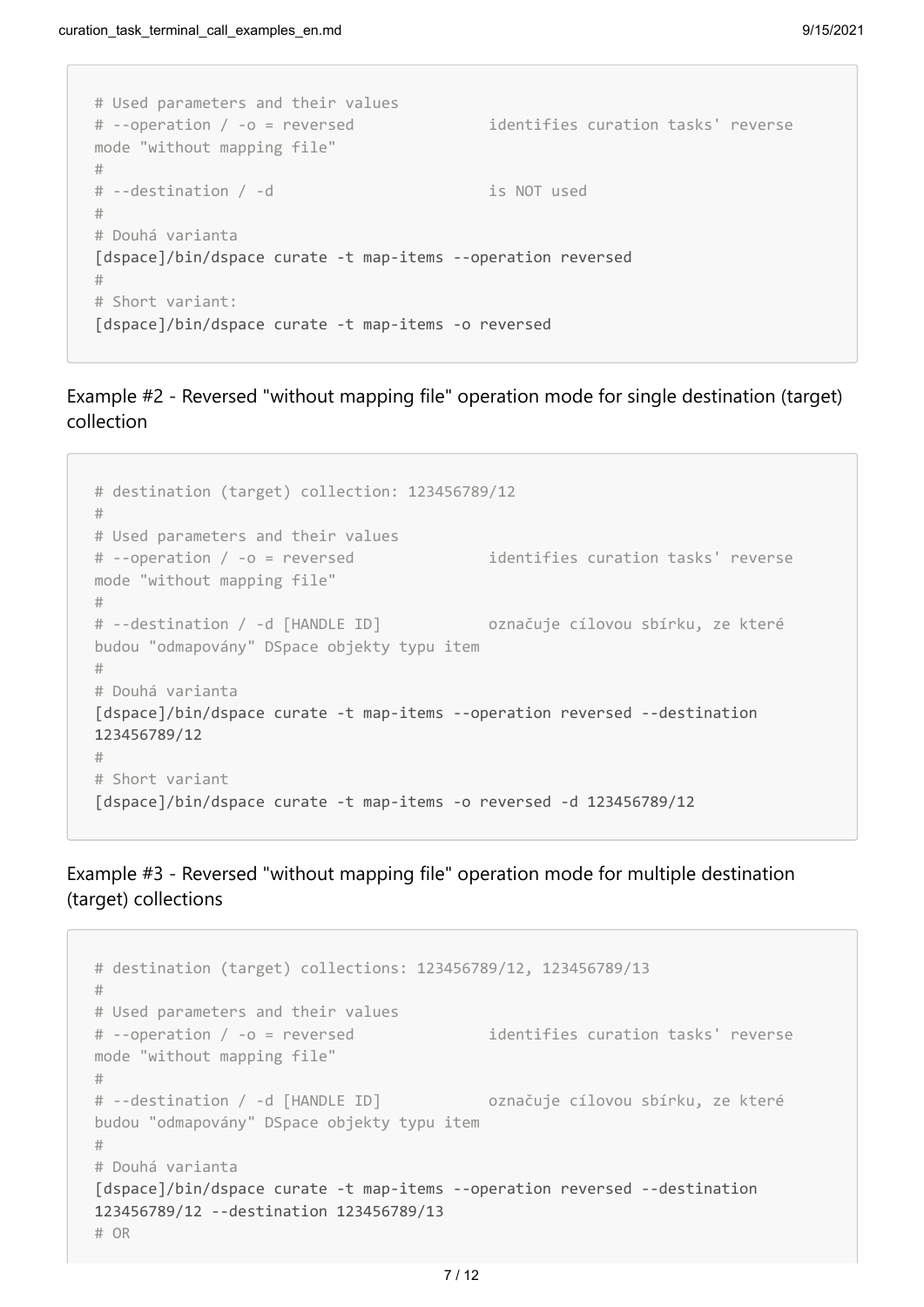```
# Used parameters and their values
# --operation / -o = reversed               identifies curation tasks' reverse mode "without mapping file"
#
# --destination / -d                        is NOT used
#
# Douhá varianta
[dspace]/bin/dspace curate -t map-items --operation reversed
#
# Short variant:
[dspace]/bin/dspace curate -t map-items -o reversed
```

Example #2 - Reversed "without mapping file" operation mode for single destination (target) collection

```
# destination (target) collection: 123456789/12
#
# Used parameters and their values
# --operation / -o = reversed               identifies curation tasks' reverse mode "without mapping file"
#
# --destination / -d [HANDLE ID]            označuje cílovou sbírku, ze které budou "odmapovány" DSpace objekty typu item
#
# Douhá varianta
[dspace]/bin/dspace curate -t map-items --operation reversed --destination 123456789/12
#
# Short variant
[dspace]/bin/dspace curate -t map-items -o reversed -d 123456789/12
```

Example #3 - Reversed "without mapping file" operation mode for multiple destination (target) collections

```
# destination (target) collections: 123456789/12, 123456789/13
#
# Used parameters and their values
# --operation / -o = reversed               identifies curation tasks' reverse mode "without mapping file"
#
# --destination / -d [HANDLE ID]            označuje cílovou sbírku, ze které budou "odmapovány" DSpace objekty typu item
#
# Douhá varianta
[dspace]/bin/dspace curate -t map-items --operation reversed --destination 123456789/12 --destination 123456789/13
# OR
```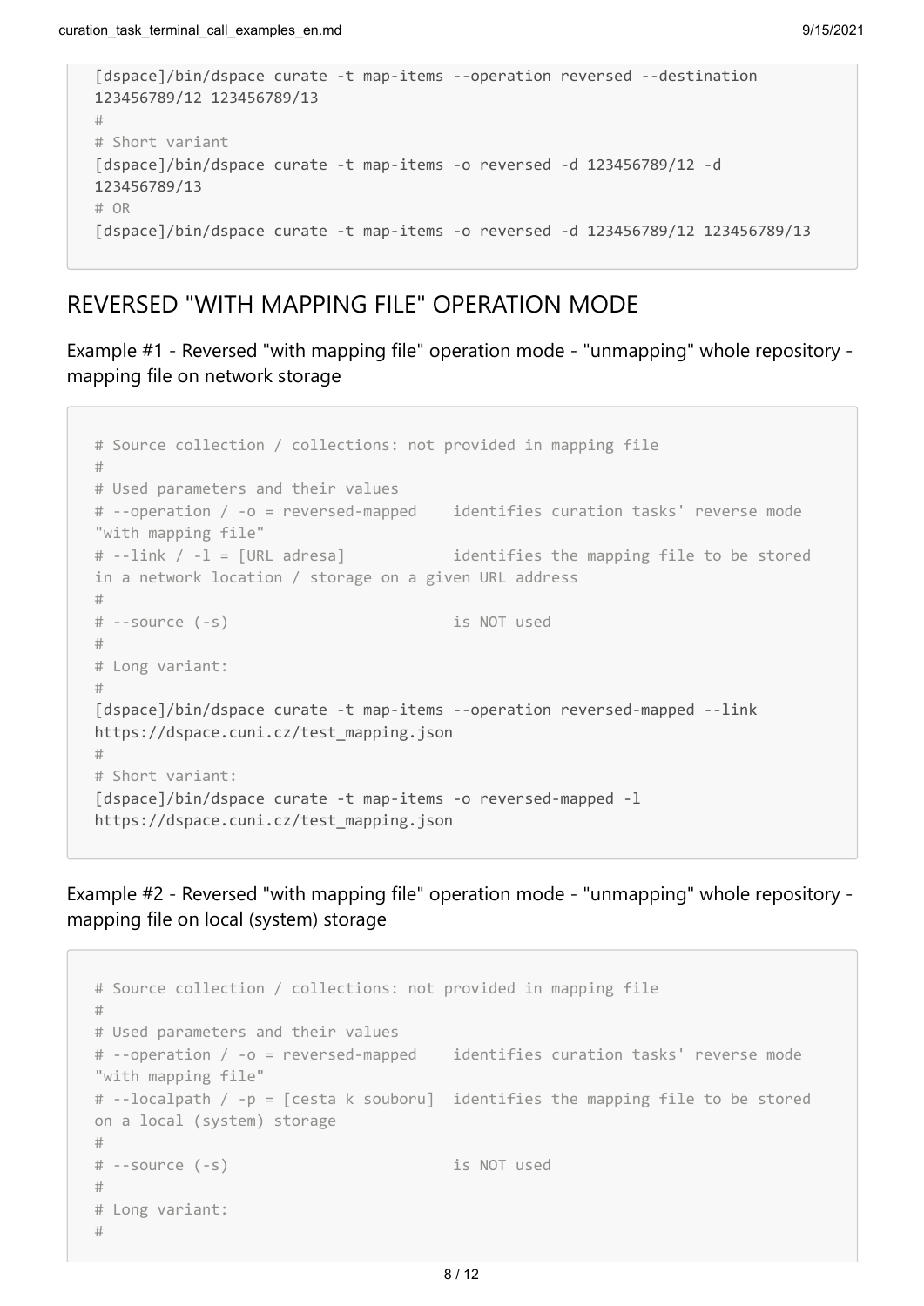```
[dspace]/bin/dspace curate -t map-items --operation reversed --destination
123456789/12 123456789/13
#
# Short variant
[dspace]/bin/dspace curate -t map-items -o reversed -d 123456789/12 -d
123456789/13
# OR
[dspace]/bin/dspace curate -t map-items -o reversed -d 123456789/12 123456789/13
```

## REVERSED "WITH MAPPING FILE" OPERATION MODE

Example #1 - Reversed "with mapping file" operation mode - "unmapping" whole repository - mapping file on network storage

```
# Source collection / collections: not provided in mapping file
#
# Used parameters and their values
# --operation / -o = reversed-mapped    identifies curation tasks' reverse mode
"with mapping file"
# --link / -l = [URL adresa]            identifies the mapping file to be stored
in a network location / storage on a given URL address
#
# --source (-s)                         is NOT used
#
# Long variant:
#
[dspace]/bin/dspace curate -t map-items --operation reversed-mapped --link
https://dspace.cuni.cz/test_mapping.json
#
# Short variant:
[dspace]/bin/dspace curate -t map-items -o reversed-mapped -l
https://dspace.cuni.cz/test_mapping.json
```

Example #2 - Reversed "with mapping file" operation mode - "unmapping" whole repository - mapping file on local (system) storage

```
# Source collection / collections: not provided in mapping file
#
# Used parameters and their values
# --operation / -o = reversed-mapped    identifies curation tasks' reverse mode
"with mapping file"
# --localpath / -p = [cesta k souboru]  identifies the mapping file to be stored
on a local (system) storage
#
# --source (-s)                         is NOT used
#
# Long variant:
#
```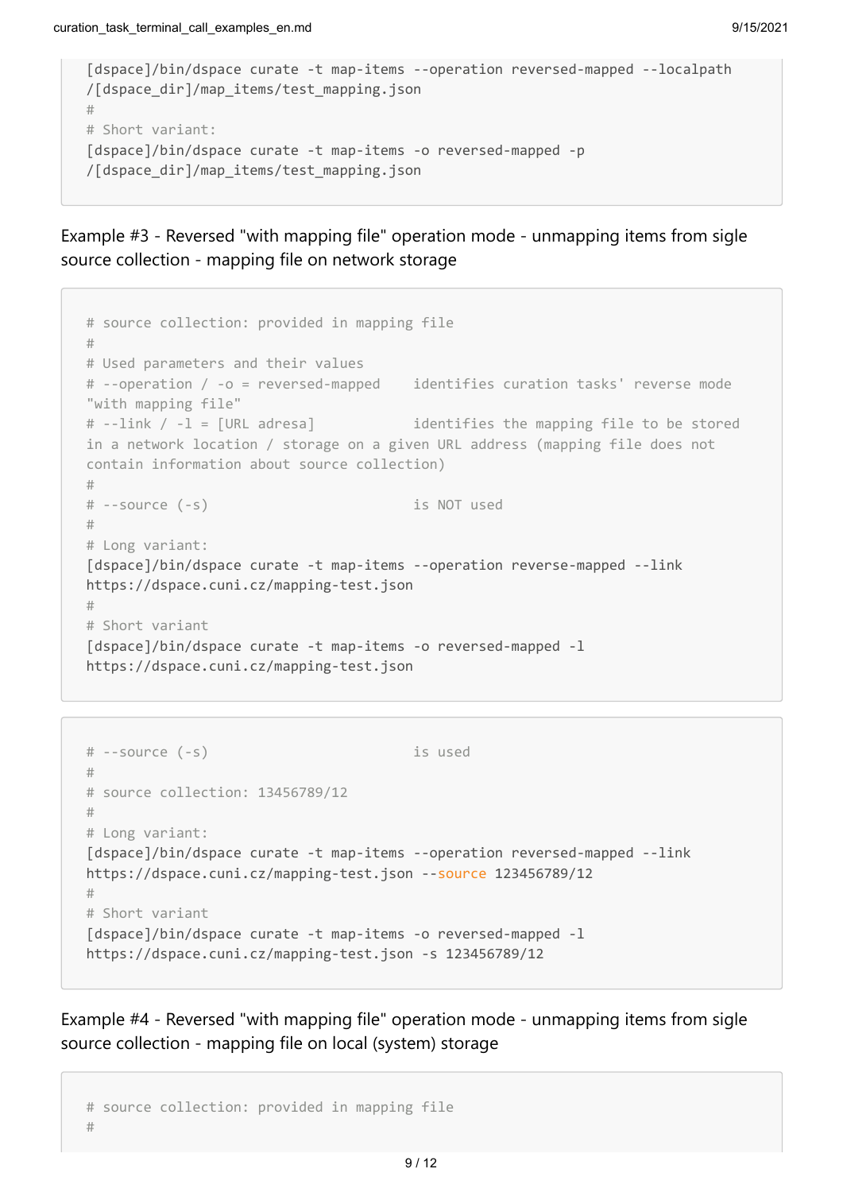```
[dspace]/bin/dspace curate -t map-items --operation reversed-mapped --localpath
/[dspace_dir]/map_items/test_mapping.json
#
# Short variant:
[dspace]/bin/dspace curate -t map-items -o reversed-mapped -p
/[dspace_dir]/map_items/test_mapping.json
```

Example #3 - Reversed "with mapping file" operation mode - unmapping items from sigle source collection - mapping file on network storage

```
# source collection: provided in mapping file
#
# Used parameters and their values
# --operation / -o = reversed-mapped    identifies curation tasks' reverse mode
"with mapping file"
# --link / -l = [URL adresa]            identifies the mapping file to be stored
in a network location / storage on a given URL address (mapping file does not
contain information about source collection)
#
# --source (-s)                         is NOT used
#
# Long variant:
[dspace]/bin/dspace curate -t map-items --operation reverse-mapped --link
https://dspace.cuni.cz/mapping-test.json
#
# Short variant
[dspace]/bin/dspace curate -t map-items -o reversed-mapped -l
https://dspace.cuni.cz/mapping-test.json
```

```
# --source (-s)                         is used
#
# source collection: 13456789/12
#
# Long variant:
[dspace]/bin/dspace curate -t map-items --operation reversed-mapped --link
https://dspace.cuni.cz/mapping-test.json --source 123456789/12
#
# Short variant
[dspace]/bin/dspace curate -t map-items -o reversed-mapped -l
https://dspace.cuni.cz/mapping-test.json -s 123456789/12
```

Example #4 - Reversed "with mapping file" operation mode - unmapping items from sigle source collection - mapping file on local (system) storage

```
# source collection: provided in mapping file
#
```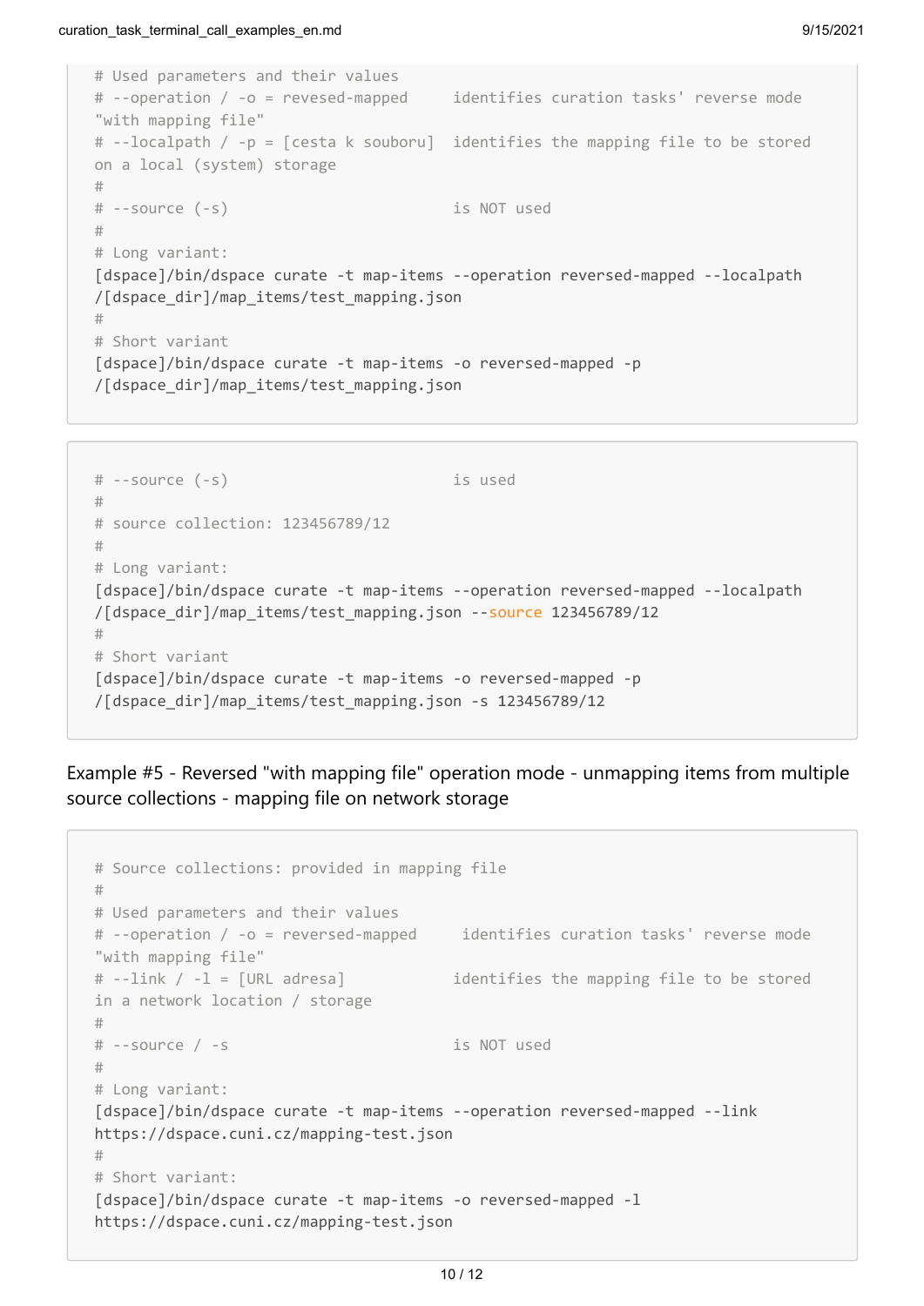```
# Used parameters and their values
# --operation / -o = revesed-mapped     identifies curation tasks' reverse mode "with mapping file"
# --localpath / -p = [cesta k souboru]  identifies the mapping file to be stored on a local (system) storage
#
# --source (-s)                         is NOT used
#
# Long variant:
[dspace]/bin/dspace curate -t map-items --operation reversed-mapped --localpath /[dspace_dir]/map_items/test_mapping.json
#
# Short variant
[dspace]/bin/dspace curate -t map-items -o reversed-mapped -p /[dspace_dir]/map_items/test_mapping.json
```

```
# --source (-s)                         is used
#
# source collection: 123456789/12
#
# Long variant:
[dspace]/bin/dspace curate -t map-items --operation reversed-mapped --localpath /[dspace_dir]/map_items/test_mapping.json --source 123456789/12
#
# Short variant
[dspace]/bin/dspace curate -t map-items -o reversed-mapped -p /[dspace_dir]/map_items/test_mapping.json -s 123456789/12
```

Example #5 - Reversed "with mapping file" operation mode - unmapping items from multiple source collections - mapping file on network storage

```
# Source collections: provided in mapping file
#
# Used parameters and their values
# --operation / -o = reversed-mapped     identifies curation tasks' reverse mode "with mapping file"
# --link / -l = [URL adresa]            identifies the mapping file to be stored in a network location / storage
#
# --source / -s                         is NOT used
#
# Long variant:
[dspace]/bin/dspace curate -t map-items --operation reversed-mapped --link https://dspace.cuni.cz/mapping-test.json
#
# Short variant:
[dspace]/bin/dspace curate -t map-items -o reversed-mapped -l https://dspace.cuni.cz/mapping-test.json
```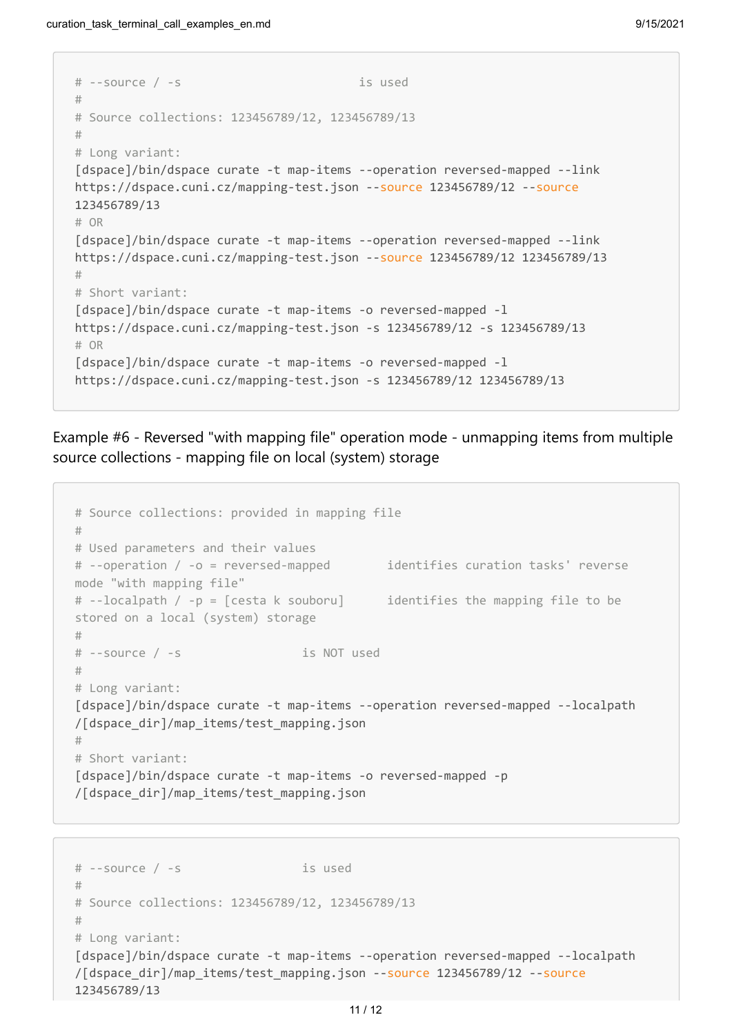```
# --source / -s                         is used
#
# Source collections: 123456789/12, 123456789/13
#
# Long variant:
[dspace]/bin/dspace curate -t map-items --operation reversed-mapped --link
https://dspace.cuni.cz/mapping-test.json --source 123456789/12 --source
123456789/13
# OR
[dspace]/bin/dspace curate -t map-items --operation reversed-mapped --link
https://dspace.cuni.cz/mapping-test.json --source 123456789/12 123456789/13
#
# Short variant:
[dspace]/bin/dspace curate -t map-items -o reversed-mapped -l
https://dspace.cuni.cz/mapping-test.json -s 123456789/12 -s 123456789/13
# OR
[dspace]/bin/dspace curate -t map-items -o reversed-mapped -l
https://dspace.cuni.cz/mapping-test.json -s 123456789/12 123456789/13
```

Example #6 - Reversed "with mapping file" operation mode - unmapping items from multiple source collections - mapping file on local (system) storage

```
# Source collections: provided in mapping file
#
# Used parameters and their values
# --operation / -o = reversed-mapped        identifies curation tasks' reverse
mode "with mapping file"
# --localpath / -p = [cesta k souboru]      identifies the mapping file to be
stored on a local (system) storage
#
# --source / -s                 is NOT used
#
# Long variant:
[dspace]/bin/dspace curate -t map-items --operation reversed-mapped --localpath
/[dspace_dir]/map_items/test_mapping.json
#
# Short variant:
[dspace]/bin/dspace curate -t map-items -o reversed-mapped -p
/[dspace_dir]/map_items/test_mapping.json
```

```
# --source / -s                 is used
#
# Source collections: 123456789/12, 123456789/13
#
# Long variant:
[dspace]/bin/dspace curate -t map-items --operation reversed-mapped --localpath
/[dspace_dir]/map_items/test_mapping.json --source 123456789/12 --source
123456789/13
```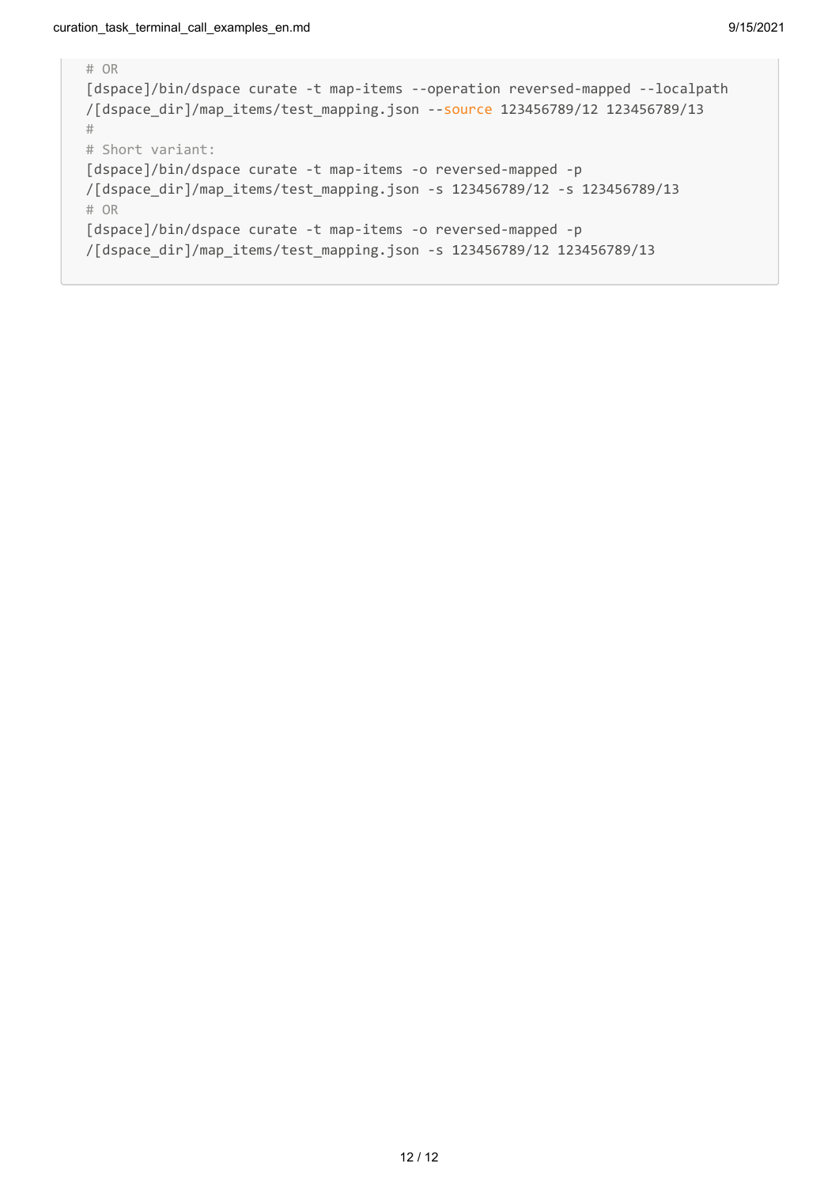```
# OR
[dspace]/bin/dspace curate -t map-items --operation reversed-mapped --localpath
/[dspace_dir]/map_items/test_mapping.json --source 123456789/12 123456789/13
#
# Short variant:
[dspace]/bin/dspace curate -t map-items -o reversed-mapped -p
/[dspace_dir]/map_items/test_mapping.json -s 123456789/12 -s 123456789/13
# OR
[dspace]/bin/dspace curate -t map-items -o reversed-mapped -p
/[dspace_dir]/map_items/test_mapping.json -s 123456789/12 123456789/13
```